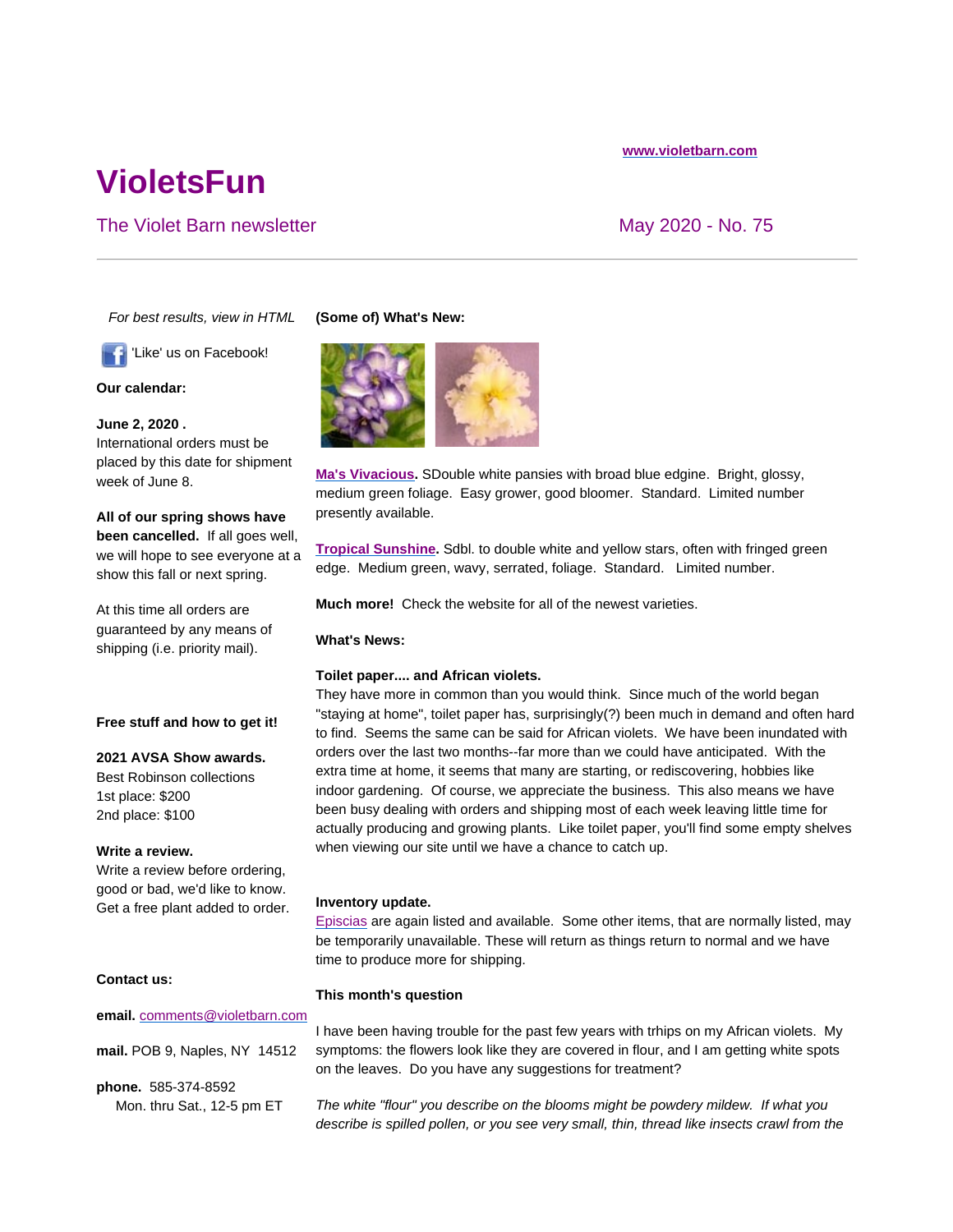www.violetbarn.com

# VioletsFun

## The Violet Barn newsletter

May 2020 - No. 75

---

*For best results, view in HTML*

'Like' us on Facebook!

**Our calendar:**

**June 2, 2020 .**
International orders must be placed by this date for shipment week of June 8.

**All of our spring shows have been cancelled.** If all goes well, we will hope to see everyone at a show this fall or next spring.

At this time all orders are guaranteed by any means of shipping (i.e. priority mail).

**Free stuff and how to get it!**

**2021 AVSA Show awards.**
Best Robinson collections
1st place: $200
2nd place: $100

**Write a review.**
Write a review before ordering, good or bad, we'd like to know. Get a free plant added to order.

**Contact us:**

**email.** comments@violetbarn.com

**mail.** POB 9, Naples, NY 14512

**phone.** 585-374-8592
Mon. thru Sat., 12-5 pm ET

**(Some of) What's New:**

**Ma's Vivacious.** SDouble white pansies with broad blue edgine. Bright, glossy, medium green foliage. Easy grower, good bloomer. Standard. Limited number presently available.

**Tropical Sunshine.** Sdbl. to double white and yellow stars, often with fringed green edge. Medium green, wavy, serrated, foliage. Standard. Limited number.

**Much more!** Check the website for all of the newest varieties.

**What's News:**

**Toilet paper.... and African violets.**
They have more in common than you would think. Since much of the world began "staying at home", toilet paper has, surprisingly(?) been much in demand and often hard to find. Seems the same can be said for African violets. We have been inundated with orders over the last two months--far more than we could have anticipated. With the extra time at home, it seems that many are starting, or rediscovering, hobbies like indoor gardening. Of course, we appreciate the business. This also means we have been busy dealing with orders and shipping most of each week leaving little time for actually producing and growing plants. Like toilet paper, you'll find some empty shelves when viewing our site until we have a chance to catch up.

**Inventory update.**
Episcias are again listed and available. Some other items, that are normally listed, may be temporarily unavailable. These will return as things return to normal and we have time to produce more for shipping.

**This month's question**

I have been having trouble for the past few years with trhips on my African violets. My symptoms: the flowers look like they are covered in flour, and I am getting white spots on the leaves. Do you have any suggestions for treatment?

*The white "flour" you describe on the blooms might be powdery mildew. If what you describe is spilled pollen, or you see very small, thin, thread like insects crawl from the*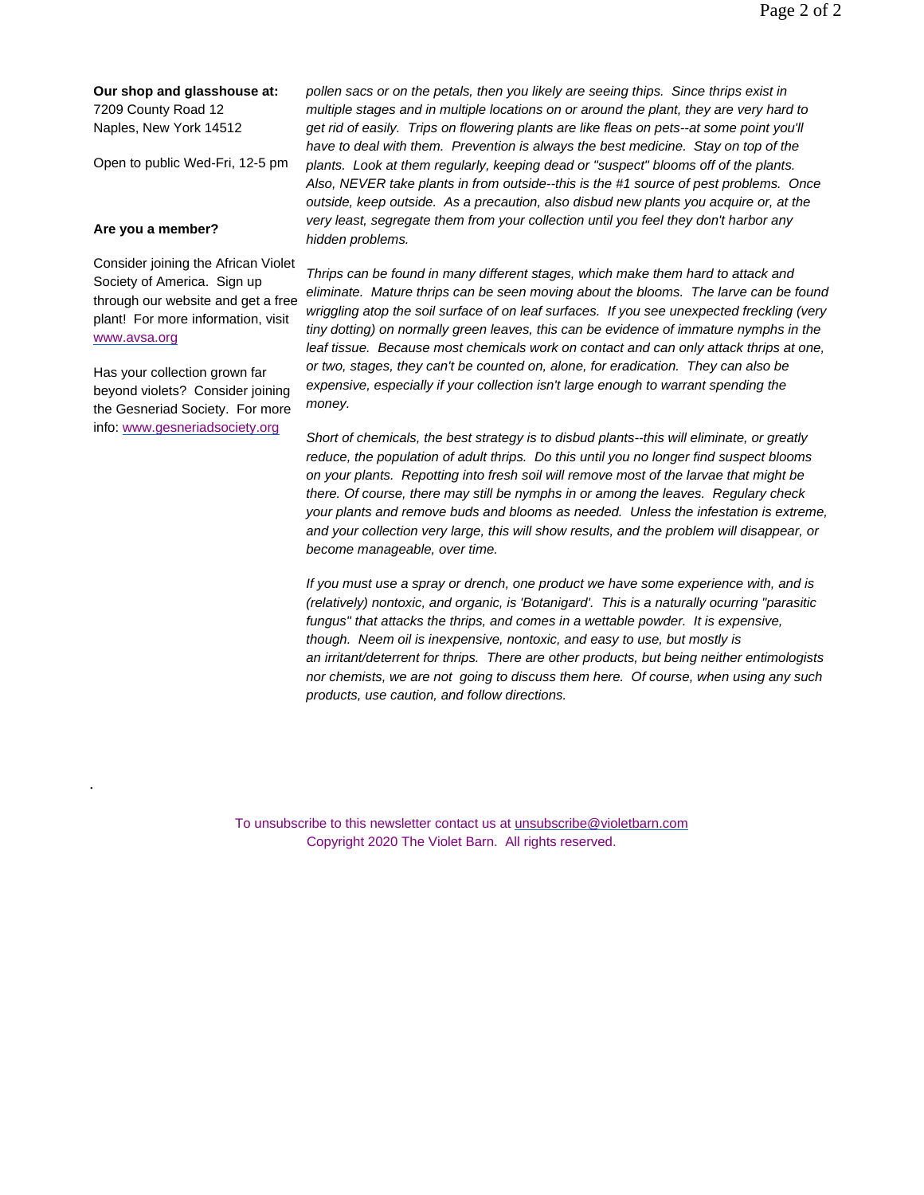**Our shop and glasshouse at:**
7209 County Road 12
Naples, New York 14512

Open to public Wed-Fri, 12-5 pm

**Are you a member?**

Consider joining the African Violet Society of America. Sign up through our website and get a free plant! For more information, visit www.avsa.org

Has your collection grown far beyond violets? Consider joining the Gesneriad Society. For more info: www.gesneriadsociety.org

*pollen sacs or on the petals, then you likely are seeing thips. Since thrips exist in multiple stages and in multiple locations on or around the plant, they are very hard to get rid of easily. Trips on flowering plants are like fleas on pets--at some point you'll have to deal with them. Prevention is always the best medicine. Stay on top of the plants. Look at them regularly, keeping dead or "suspect" blooms off of the plants. Also, NEVER take plants in from outside--this is the #1 source of pest problems. Once outside, keep outside. As a precaution, also disbud new plants you acquire or, at the very least, segregate them from your collection until you feel they don't harbor any hidden problems.*

*Thrips can be found in many different stages, which make them hard to attack and eliminate. Mature thrips can be seen moving about the blooms. The larve can be found wriggling atop the soil surface of on leaf surfaces. If you see unexpected freckling (very tiny dotting) on normally green leaves, this can be evidence of immature nymphs in the leaf tissue. Because most chemicals work on contact and can only attack thrips at one, or two, stages, they can't be counted on, alone, for eradication. They can also be expensive, especially if your collection isn't large enough to warrant spending the money.*

*Short of chemicals, the best strategy is to disbud plants--this will eliminate, or greatly reduce, the population of adult thrips. Do this until you no longer find suspect blooms on your plants. Repotting into fresh soil will remove most of the larvae that might be there. Of course, there may still be nymphs in or among the leaves. Regulary check your plants and remove buds and blooms as needed. Unless the infestation is extreme, and your collection very large, this will show results, and the problem will disappear, or become manageable, over time.*

*If you must use a spray or drench, one product we have some experience with, and is (relatively) nontoxic, and organic, is 'Botanigard'. This is a naturally ocurring "parasitic fungus" that attacks the thrips, and comes in a wettable powder. It is expensive, though. Neem oil is inexpensive, nontoxic, and easy to use, but mostly is an irritant/deterrent for thrips. There are other products, but being neither entimologists nor chemists, we are not going to discuss them here. Of course, when using any such products, use caution, and follow directions.*

To unsubscribe to this newsletter contact us at unsubscribe@violetbarn.com
Copyright 2020 The Violet Barn. All rights reserved.